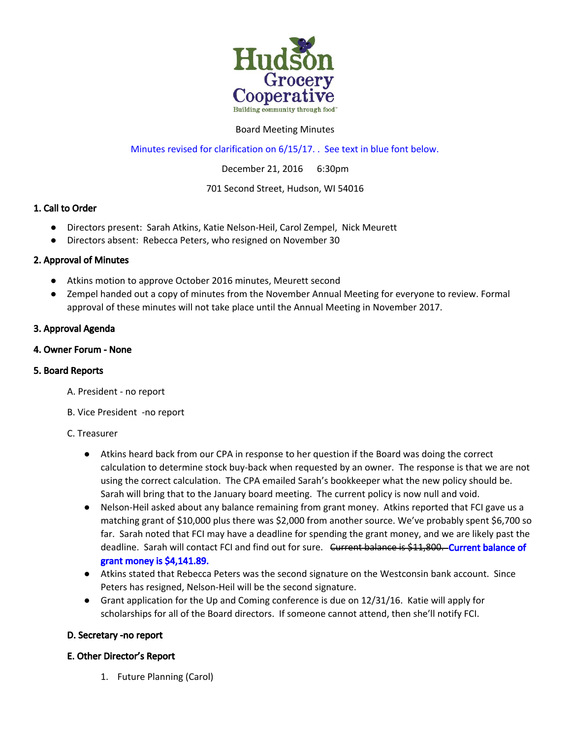Hudson Grocery Cooperative

Building community through food™

Board Meeting Minutes

Minutes revised for clarification on 6/15/17. . See text in blue font below.

December 21, 2016 6:30pm

701 Second Street, Hudson, WI 54016

**1. Call to Order**

- Directors present: Sarah Atkins, Katie Nelson-Heil, Carol Zempel, Nick Meurett
- Directors absent: Rebecca Peters, who resigned on November 30

**2. Approval of Minutes**

- Atkins motion to approve October 2016 minutes, Meurett second
- Zempel handed out a copy of minutes from the November Annual Meeting for everyone to review. Formal approval of these minutes will not take place until the Annual Meeting in November 2017.

**3. Approval Agenda**

**4. Owner Forum - None**

**5. Board Reports**

A. President - no report

B. Vice President -no report

C. Treasurer

- Atkins heard back from our CPA in response to her question if the Board was doing the correct calculation to determine stock buy-back when requested by an owner. The response is that we are not using the correct calculation. The CPA emailed Sarah's bookkeeper what the new policy should be. Sarah will bring that to the January board meeting. The current policy is now null and void.
- Nelson-Heil asked about any balance remaining from grant money. Atkins reported that FCI gave us a matching grant of $10,000 plus there was $2,000 from another source. We've probably spent $6,700 so far. Sarah noted that FCI may have a deadline for spending the grant money, and we are likely past the deadline. Sarah will contact FCI and find out for sure. ~~Current balance is $11,800.~~ **Current balance of grant money is $4,141.89.**
- Atkins stated that Rebecca Peters was the second signature on the Westconsin bank account. Since Peters has resigned, Nelson-Heil will be the second signature.
- Grant application for the Up and Coming conference is due on 12/31/16. Katie will apply for scholarships for all of the Board directors. If someone cannot attend, then she'll notify FCI.

**D. Secretary -no report**

**E. Other Director's Report**

1. Future Planning (Carol)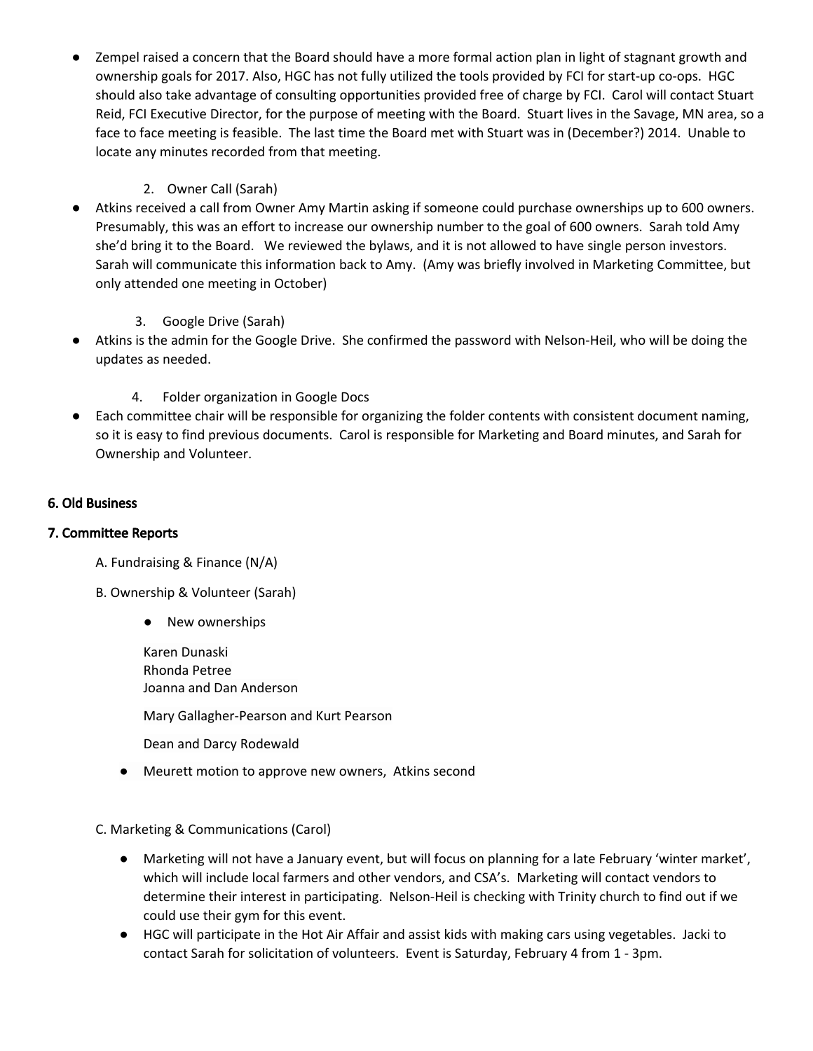- Zempel raised a concern that the Board should have a more formal action plan in light of stagnant growth and ownership goals for 2017. Also, HGC has not fully utilized the tools provided by FCI for start-up co-ops. HGC should also take advantage of consulting opportunities provided free of charge by FCI. Carol will contact Stuart Reid, FCI Executive Director, for the purpose of meeting with the Board. Stuart lives in the Savage, MN area, so a face to face meeting is feasible. The last time the Board met with Stuart was in (December?) 2014. Unable to locate any minutes recorded from that meeting.

2. Owner Call (Sarah)

- Atkins received a call from Owner Amy Martin asking if someone could purchase ownerships up to 600 owners. Presumably, this was an effort to increase our ownership number to the goal of 600 owners. Sarah told Amy she'd bring it to the Board. We reviewed the bylaws, and it is not allowed to have single person investors. Sarah will communicate this information back to Amy. (Amy was briefly involved in Marketing Committee, but only attended one meeting in October)

3. Google Drive (Sarah)

- Atkins is the admin for the Google Drive. She confirmed the password with Nelson-Heil, who will be doing the updates as needed.

4. Folder organization in Google Docs

- Each committee chair will be responsible for organizing the folder contents with consistent document naming, so it is easy to find previous documents. Carol is responsible for Marketing and Board minutes, and Sarah for Ownership and Volunteer.

### 6. Old Business

### 7. Committee Reports

A. Fundraising & Finance (N/A)

B. Ownership & Volunteer (Sarah)

- New ownerships

  Karen Dunaski
  Rhonda Petree
  Joanna and Dan Anderson

  Mary Gallagher-Pearson and Kurt Pearson

  Dean and Darcy Rodewald

- Meurett motion to approve new owners, Atkins second

C. Marketing & Communications (Carol)

- Marketing will not have a January event, but will focus on planning for a late February 'winter market', which will include local farmers and other vendors, and CSA's. Marketing will contact vendors to determine their interest in participating. Nelson-Heil is checking with Trinity church to find out if we could use their gym for this event.
- HGC will participate in the Hot Air Affair and assist kids with making cars using vegetables. Jacki to contact Sarah for solicitation of volunteers. Event is Saturday, February 4 from 1 - 3pm.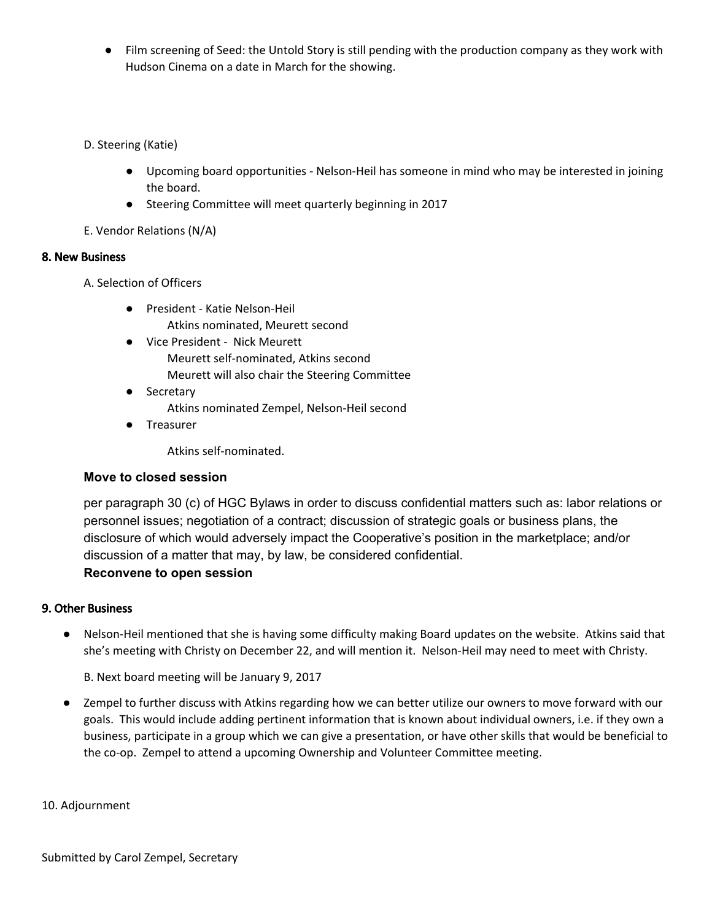- Film screening of Seed: the Untold Story is still pending with the production company as they work with Hudson Cinema on a date in March for the showing.

D. Steering (Katie)

- Upcoming board opportunities - Nelson-Heil has someone in mind who may be interested in joining the board.
- Steering Committee will meet quarterly beginning in 2017

E. Vendor Relations (N/A)

**8. New Business**

A. Selection of Officers

- President - Katie Nelson-Heil
  Atkins nominated, Meurett second
- Vice President - Nick Meurett
  Meurett self-nominated, Atkins second
  Meurett will also chair the Steering Committee
- Secretary
  Atkins nominated Zempel, Nelson-Heil second
- Treasurer
  Atkins self-nominated.

**Move to closed session**

per paragraph 30 (c) of HGC Bylaws in order to discuss confidential matters such as: labor relations or personnel issues; negotiation of a contract; discussion of strategic goals or business plans, the disclosure of which would adversely impact the Cooperative's position in the marketplace; and/or discussion of a matter that may, by law, be considered confidential.

**Reconvene to open session**

**9. Other Business**

- Nelson-Heil mentioned that she is having some difficulty making Board updates on the website. Atkins said that she's meeting with Christy on December 22, and will mention it. Nelson-Heil may need to meet with Christy.

  B. Next board meeting will be January 9, 2017

- Zempel to further discuss with Atkins regarding how we can better utilize our owners to move forward with our goals. This would include adding pertinent information that is known about individual owners, i.e. if they own a business, participate in a group which we can give a presentation, or have other skills that would be beneficial to the co-op. Zempel to attend a upcoming Ownership and Volunteer Committee meeting.

10. Adjournment

Submitted by Carol Zempel, Secretary